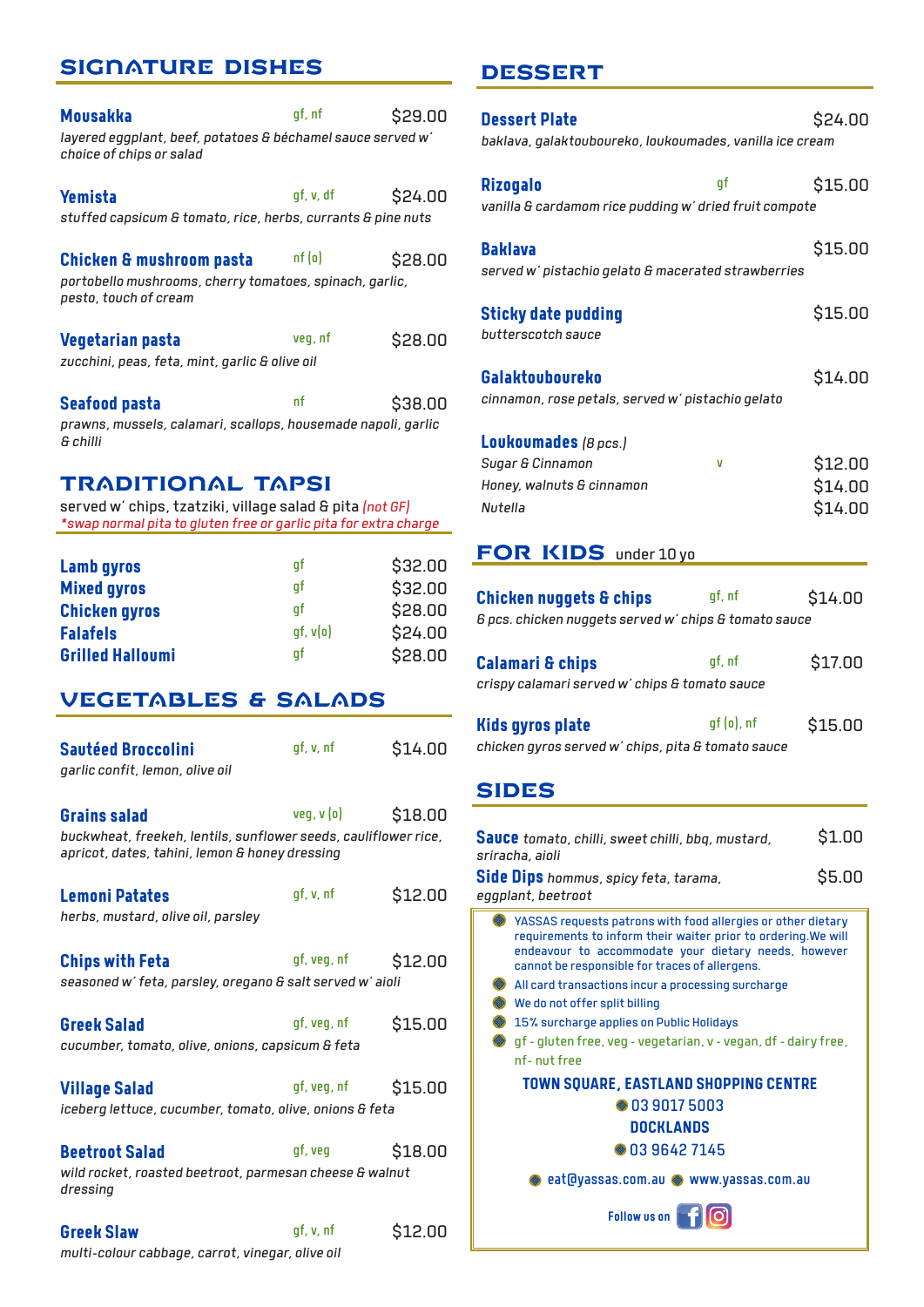## SIGNATURE DISHES

**Mousakka** — gf, nf — $29.00
*layered eggplant, beef, potatoes & béchamel sauce served w' choice of chips or salad*

**Yemista** — gf, v, df — $24.00
*stuffed capsicum & tomato, rice, herbs, currants & pine nuts*

**Chicken & mushroom pasta** — nf (o) — $28.00
*portobello mushrooms, cherry tomatoes, spinach, garlic, pesto, touch of cream*

**Vegetarian pasta** — veg, nf — $28.00
*zucchini, peas, feta, mint, garlic & olive oil*

**Seafood pasta** — nf — $38.00
*prawns, mussels, calamari, scallops, housemade napoli, garlic & chilli*

## TRADITIONAL TAPSI

served w' chips, tzatziki, village salad & pita *(not GF)*
*\*swap normal pita to gluten free or garlic pita for extra charge*

| Dish | | Price |
|---|---|---|
| **Lamb gyros** | gf | $32.00 |
| **Mixed gyros** | gf | $32.00 |
| **Chicken gyros** | gf | $28.00 |
| **Falafels** | gf, v(o) | $24.00 |
| **Grilled Halloumi** | gf | $28.00 |

## VEGETABLES & SALADS

**Sautéed Broccolini** — gf, v, nf — $14.00
*garlic confit, lemon, olive oil*

**Grains salad** — veg, v (o) — $18.00
*buckwheat, freekeh, lentils, sunflower seeds, cauliflower rice, apricot, dates, tahini, lemon & honey dressing*

**Lemoni Patates** — gf, v, nf — $12.00
*herbs, mustard, olive oil, parsley*

**Chips with Feta** — gf, veg, nf — $12.00
*seasoned w' feta, parsley, oregano & salt served w' aioli*

**Greek Salad** — gf, veg, nf — $15.00
*cucumber, tomato, olive, onions, capsicum & feta*

**Village Salad** — gf, veg, nf — $15.00
*iceberg lettuce, cucumber, tomato, olive, onions & feta*

**Beetroot Salad** — gf, veg — $18.00
*wild rocket, roasted beetroot, parmesan cheese & walnut dressing*

**Greek Slaw** — gf, v, nf — $12.00
*multi-colour cabbage, carrot, vinegar, olive oil*

## DESSERT

**Dessert Plate** — $24.00
*baklava, galaktoubooreko, loukoumades, vanilla ice cream*

**Rizogalo** — gf — $15.00
*vanilla & cardamom rice pudding w' dried fruit compote*

**Baklava** — $15.00
*served w' pistachio gelato & macerated strawberries*

**Sticky date pudding** — $15.00
*butterscotch sauce*

**Galaktouboureko** — $14.00
*cinnamon, rose petals, served w' pistachio gelato*

**Loukoumades** *(8 pcs.)*

| | | |
|---|---|---|
| *Sugar & Cinnamon* | v | $12.00 |
| *Honey, walnuts & cinnamon* | | $14.00 |
| *Nutella* | | $14.00 |

## FOR KIDS under 10 yo

**Chicken nuggets & chips** — gf, nf — $14.00
*6 pcs. chicken nuggets served w' chips & tomato sauce*

**Calamari & chips** — gf, nf — $17.00
*crispy calamari served w' chips & tomato sauce*

**Kids gyros plate** — gf (o), nf — $15.00
*chicken gyros served w' chips, pita & tomato sauce*

## SIDES

**Sauce** *tomato, chilli, sweet chilli, bbq, mustard, sriracha, aioli* — $1.00

**Side Dips** *hommus, spicy feta, tarama, eggplant, beetroot* — $5.00

- YASSAS requests patrons with food allergies or other dietary requirements to inform their waiter prior to ordering.We will endeavour to accommodate your dietary needs, however cannot be responsible for traces of allergens.
- All card transactions incur a processing surcharge
- We do not offer split billing
- 15% surcharge applies on Public Holidays
- gf - gluten free, veg - vegetarian, v - vegan, df - dairy free, nf- nut free

**TOWN SQUARE, EASTLAND SHOPPING CENTRE**
03 9017 5003
**DOCKLANDS**
03 9642 7145

eat@yassas.com.au www.yassas.com.au

Follow us on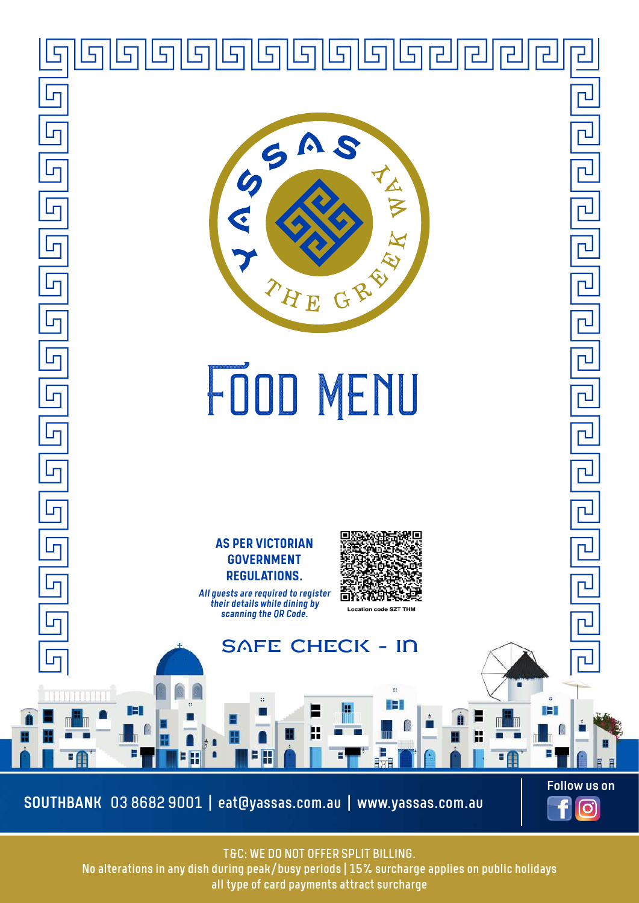YASSAS THE GREEK WAY

# FOOD MENU

**AS PER VICTORIAN GOVERNMENT REGULATIONS.**

*All guests are required to register their details while dining by scanning the QR Code.*

Location code SZT THM

SAFE CHECK - IN

**SOUTHBANK** 03 8682 9001 | eat@yassas.com.au | www.yassas.com.au

Follow us on

T&C: WE DO NOT OFFER SPLIT BILLING.
No alterations in any dish during peak/busy periods | 15% surcharge applies on public holidays
all type of card payments attract surcharge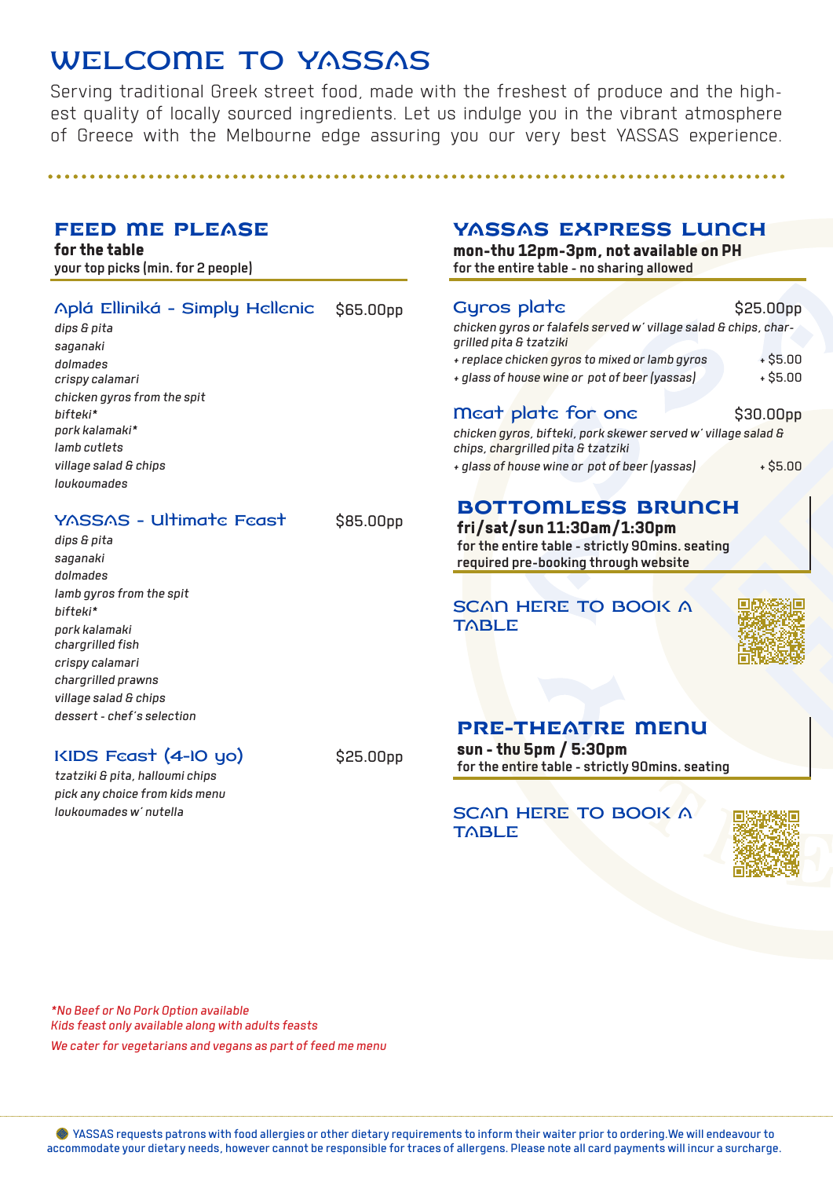# WELCOME TO YASSAS

Serving traditional Greek street food, made with the freshest of produce and the highest quality of locally sourced ingredients. Let us indulge you in the vibrant atmosphere of Greece with the Melbourne edge assuring you our very best YASSAS experience.

## FEED ME PLEASE

**for the table**

**your top picks (min. for 2 people)**

### Aplá Elliniká - Simply Hellenic — $65.00pp

*dips & pita*
*saganaki*
*dolmades*
*crispy calamari*
*chicken gyros from the spit*
*bifteki**
*pork kalamaki**
*lamb cutlets*
*village salad & chips*
*loukoumades*

### YASSAS - Ultimate Feast — $85.00pp

*dips & pita*
*saganaki*
*dolmades*
*lamb gyros from the spit*
*bifteki**
*pork kalamaki*
*chargrilled fish*
*crispy calamari*
*chargrilled prawns*
*village salad & chips*
*dessert - chef's selection*

### KIDS Feast (4-10 yo) — $25.00pp

*tzatziki & pita, halloumi chips*
*pick any choice from kids menu*
*loukoumades w' nutella*

## YASSAS EXPRESS LUNCH

**mon-thu 12pm-3pm, not available on PH**

**for the entire table - no sharing allowed**

### Gyros plate — $25.00pp

*chicken gyros or falafels served w' village salad & chips, chargrilled pita & tzatziki*

*+ replace chicken gyros to mixed or lamb gyros* — + $5.00
*+ glass of house wine or pot of beer (yassas)* — + $5.00

### Meat plate for one — $30.00pp

*chicken gyros, bifteki, pork skewer served w' village salad & chips, chargrilled pita & tzatziki*

*+ glass of house wine or pot of beer (yassas)* — + $5.00

## BOTTOMLESS BRUNCH

**fri/sat/sun 11:30am/1:30pm**

**for the entire table - strictly 90mins. seating**

**required pre-booking through website**

SCAN HERE TO BOOK A TABLE

## PRE-THEATRE MENU

**sun - thu 5pm / 5:30pm**

**for the entire table - strictly 90mins. seating**

SCAN HERE TO BOOK A TABLE

*\*No Beef or No Pork Option available*
*Kids feast only available along with adults feasts*
*We cater for vegetarians and vegans as part of feed me menu*

YASSAS requests patrons with food allergies or other dietary requirements to inform their waiter prior to ordering. We will endeavour to accommodate your dietary needs, however cannot be responsible for traces of allergens. Please note all card payments will incur a surcharge.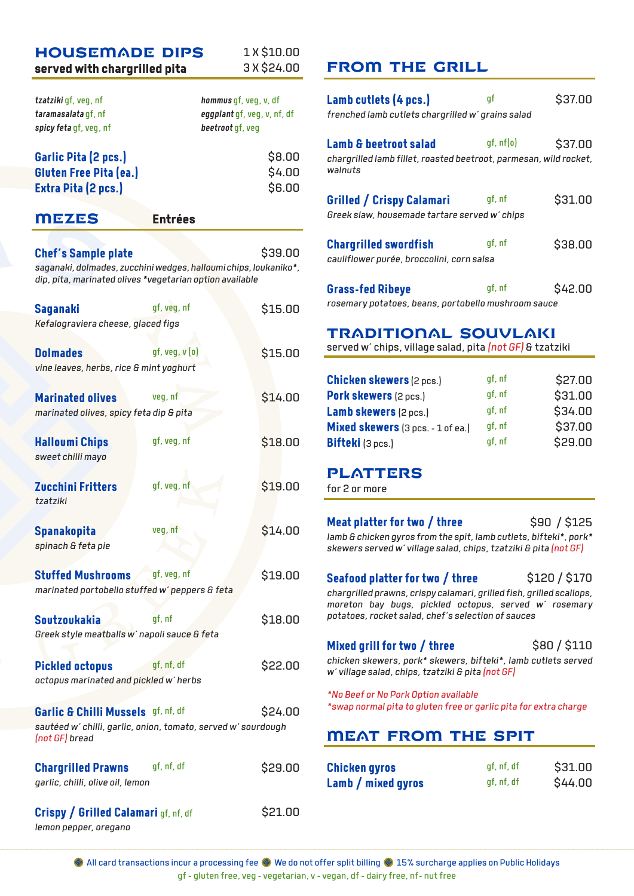## HOUSEMADE DIPS

**served with chargrilled pita** — 1 X $10.00 / 3 X $24.00

*tzatziki* gf, veg, nf
*taramasalata* gf, nf
*spicy feta* gf, veg, nf
*hommus* gf, veg, v, df
*eggplant* gf, veg, v, nf, df
*beetroot* gf, veg

| | |
|---|---|
| **Garlic Pita (2 pcs.)** | $8.00 |
| **Gluten Free Pita (ea.)** | $4.00 |
| **Extra Pita (2 pcs.)** | $6.00 |

## MEZES — Entrées

**Chef's Sample plate** — $39.00
*saganaki, dolmades, zucchini wedges, halloumi chips, loukaniko\*, dip, pita, marinated olives \*vegetarian option available*

**Saganaki** gf, veg, nf — $15.00
*Kefalograviera cheese, glaced figs*

**Dolmades** gf, veg, v (o) — $15.00
*vine leaves, herbs, rice & mint yoghurt*

**Marinated olives** veg, nf — $14.00
*marinated olives, spicy feta dip & pita*

**Halloumi Chips** gf, veg, nf — $18.00
*sweet chilli mayo*

**Zucchini Fritters** gf, veg, nf — $19.00
*tzatziki*

**Spanakopita** veg, nf — $14.00
*spinach & feta pie*

**Stuffed Mushrooms** gf, veg, nf — $19.00
*marinated portobello stuffed w' peppers & feta*

**Soutzoukakia** gf, nf — $18.00
*Greek style meatballs w' napoli sauce & feta*

**Pickled octopus** gf, nf, df — $22.00
*octopus marinated and pickled w' herbs*

**Garlic & Chilli Mussels** gf, nf, df — $24.00
*sautéed w' chilli, garlic, onion, tomato, served w' sourdough (not GF) bread*

**Chargrilled Prawns** gf, nf, df — $29.00
*garlic, chilli, olive oil, lemon*

**Crispy / Grilled Calamari** gf, nf, df — $21.00
*lemon pepper, oregano*

## FROM THE GRILL

**Lamb cutlets (4 pcs.)** gf — $37.00
*frenched lamb cutlets chargrilled w' grains salad*

**Lamb & beetroot salad** gf, nf(o) — $37.00
*chargrilled lamb fillet, roasted beetroot, parmesan, wild rocket, walnuts*

**Grilled / Crispy Calamari** gf, nf — $31.00
*Greek slaw, housemade tartare served w' chips*

**Chargrilled swordfish** gf, nf — $38.00
*cauliflower purée, broccolini, corn salsa*

**Grass-fed Ribeye** gf, nf — $42.00
*rosemary potatoes, beans, portobello mushroom sauce*

## TRADITIONAL SOUVLAKI

served w' chips, village salad, pita (not GF) & tzatziki

| | | |
|---|---|---|
| **Chicken skewers** (2 pcs.) | gf, nf | $27.00 |
| **Pork skewers** (2 pcs.) | gf, nf | $31.00 |
| **Lamb skewers** (2 pcs.) | gf, nf | $34.00 |
| **Mixed skewers** (3 pcs. - 1 of ea.) | gf, nf | $37.00 |
| **Bifteki** (3 pcs.) | gf, nf | $29.00 |

## PLATTERS

for 2 or more

**Meat platter for two / three** — $90 / $125
*lamb & chicken gyros from the spit, lamb cutlets, bifteki\*, pork\* skewers served w' village salad, chips, tzatziki & pita (not GF)*

**Seafood platter for two / three** — $120 / $170
*chargrilled prawns, crispy calamari, grilled fish, grilled scallops, moreton bay bugs, pickled octopus, served w' rosemary potatoes, rocket salad, chef's selection of sauces*

**Mixed grill for two / three** — $80 / $110
*chicken skewers, pork\* skewers, bifteki\*, lamb cutlets served w' village salad, chips, tzatziki & pita (not GF)*

*\*No Beef or No Pork Option available*
*\*swap normal pita to gluten free or garlic pita for extra charge*

## MEAT FROM THE SPIT

| | | |
|---|---|---|
| **Chicken gyros** | gf, nf, df | $31.00 |
| **Lamb / mixed gyros** | gf, nf, df | $44.00 |

All card transactions incur a processing fee · We do not offer split billing · 15% surcharge applies on Public Holidays

gf - gluten free, veg - vegetarian, v - vegan, df - dairy free, nf- nut free